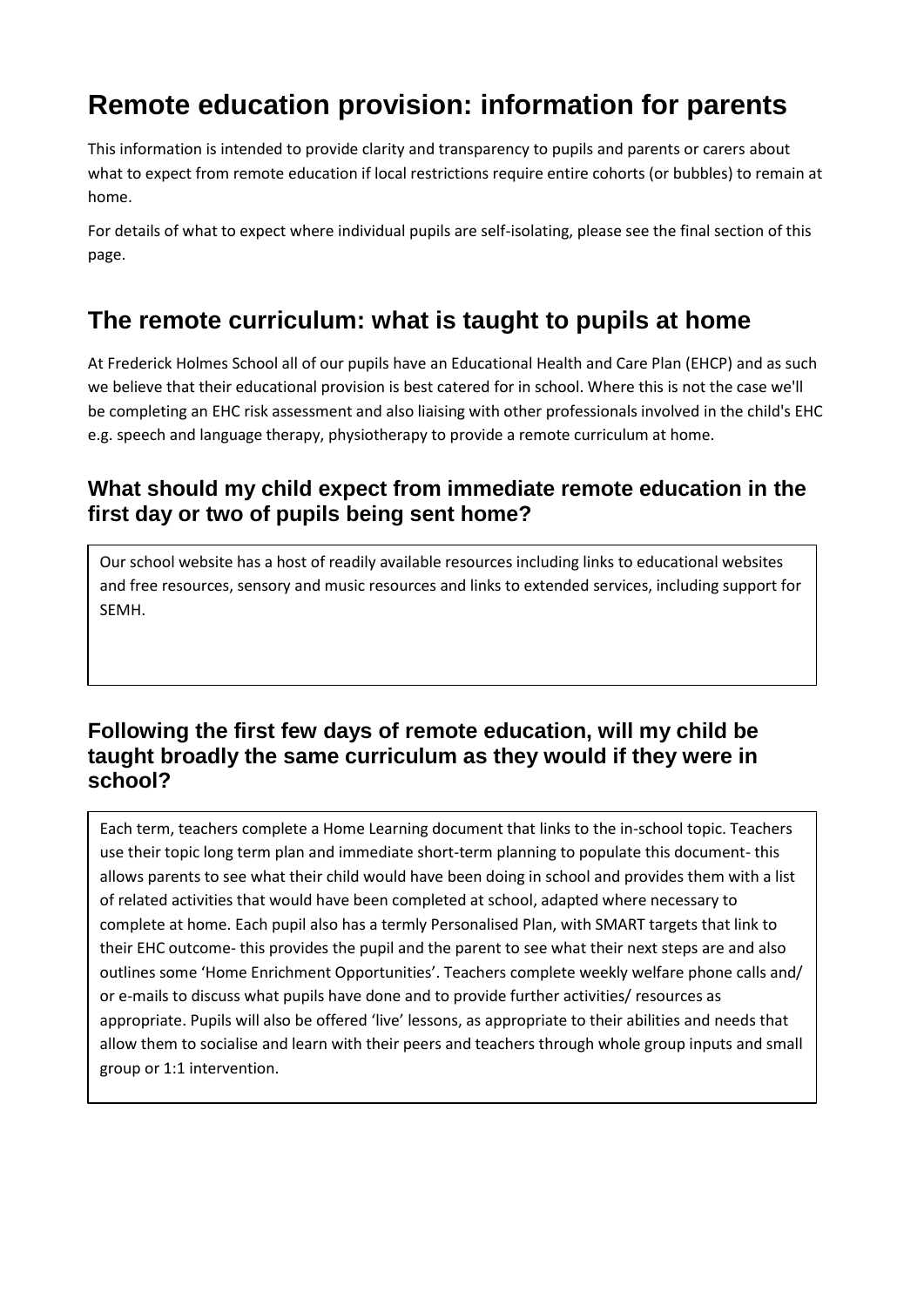# Remote education provision: information for parents

This information is intended to provide clarity and transparency to pupils and parents or carers about what to expect from remote education if local restrictions require entire cohorts (or bubbles) to remain at home.

For details of what to expect where individual pupils are self-isolating, please see the final section of this page.

## The remote curriculum: what is taught to pupils at home

At Frederick Holmes School all of our pupils have an Educational Health and Care Plan (EHCP) and as such we believe that their educational provision is best catered for in school. Where this is not the case we'll be completing an EHC risk assessment and also liaising with other professionals involved in the child's EHC e.g. speech and language therapy, physiotherapy to provide a remote curriculum at home.

### What should my child expect from immediate remote education in the first day or two of pupils being sent home?

Our school website has a host of readily available resources including links to educational websites and free resources, sensory and music resources and links to extended services, including support for SEMH.

### Following the first few days of remote education, will my child be taught broadly the same curriculum as they would if they were in school?

Each term, teachers complete a Home Learning document that links to the in-school topic. Teachers use their topic long term plan and immediate short-term planning to populate this document- this allows parents to see what their child would have been doing in school and provides them with a list of related activities that would have been completed at school, adapted where necessary to complete at home. Each pupil also has a termly Personalised Plan, with SMART targets that link to their EHC outcome- this provides the pupil and the parent to see what their next steps are and also outlines some 'Home Enrichment Opportunities'. Teachers complete weekly welfare phone calls and/ or e-mails to discuss what pupils have done and to provide further activities/ resources as appropriate. Pupils will also be offered 'live' lessons, as appropriate to their abilities and needs that allow them to socialise and learn with their peers and teachers through whole group inputs and small group or 1:1 intervention.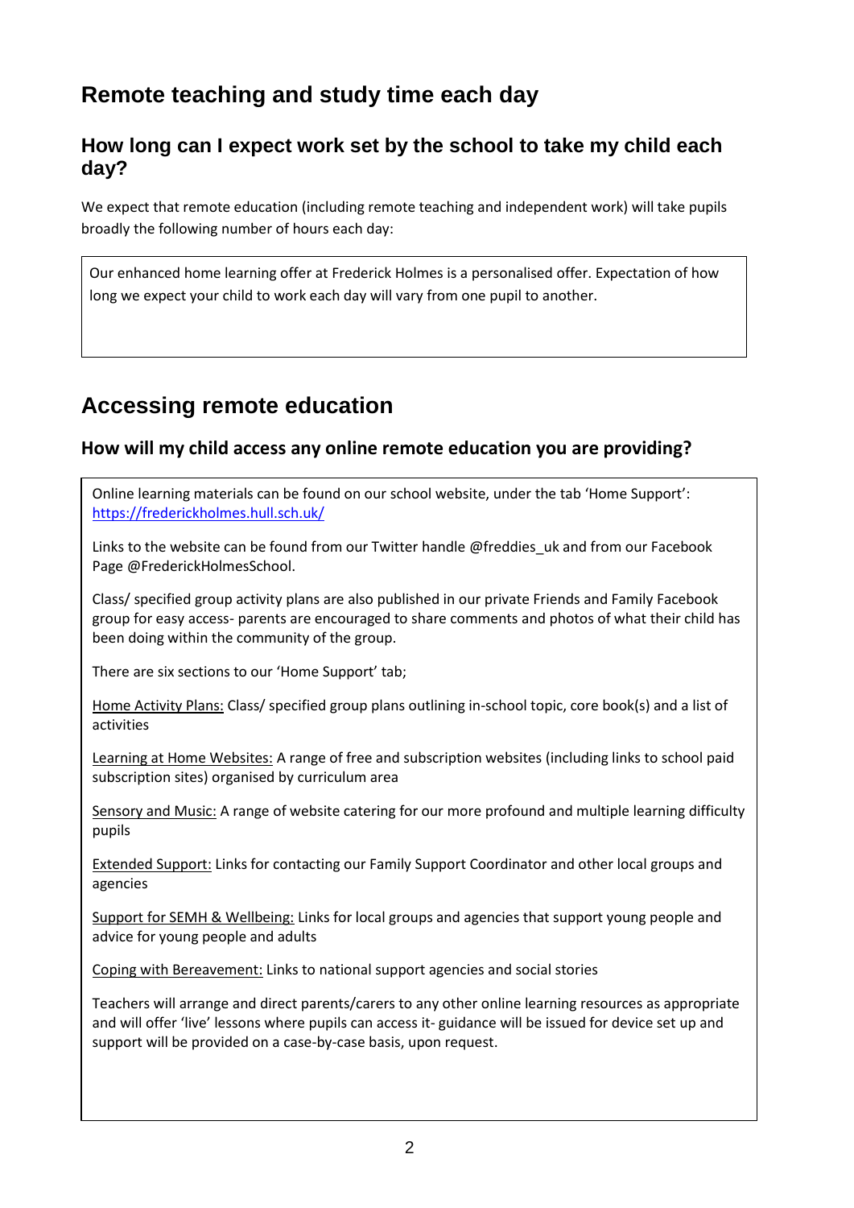## Remote teaching and study time each day

### How long can I expect work set by the school to take my child each day?

We expect that remote education (including remote teaching and independent work) will take pupils broadly the following number of hours each day:

Our enhanced home learning offer at Frederick Holmes is a personalised offer. Expectation of how long we expect your child to work each day will vary from one pupil to another.

## Accessing remote education

### How will my child access any online remote education you are providing?

Online learning materials can be found on our school website, under the tab 'Home Support': https://frederickholmes.hull.sch.uk/

Links to the website can be found from our Twitter handle @freddies_uk and from our Facebook Page @FrederickHolmesSchool.

Class/ specified group activity plans are also published in our private Friends and Family Facebook group for easy access- parents are encouraged to share comments and photos of what their child has been doing within the community of the group.

There are six sections to our 'Home Support' tab;

Home Activity Plans: Class/ specified group plans outlining in-school topic, core book(s) and a list of activities

Learning at Home Websites: A range of free and subscription websites (including links to school paid subscription sites) organised by curriculum area

Sensory and Music: A range of website catering for our more profound and multiple learning difficulty pupils

Extended Support: Links for contacting our Family Support Coordinator and other local groups and agencies

Support for SEMH & Wellbeing: Links for local groups and agencies that support young people and advice for young people and adults

Coping with Bereavement: Links to national support agencies and social stories

Teachers will arrange and direct parents/carers to any other online learning resources as appropriate and will offer 'live' lessons where pupils can access it- guidance will be issued for device set up and support will be provided on a case-by-case basis, upon request.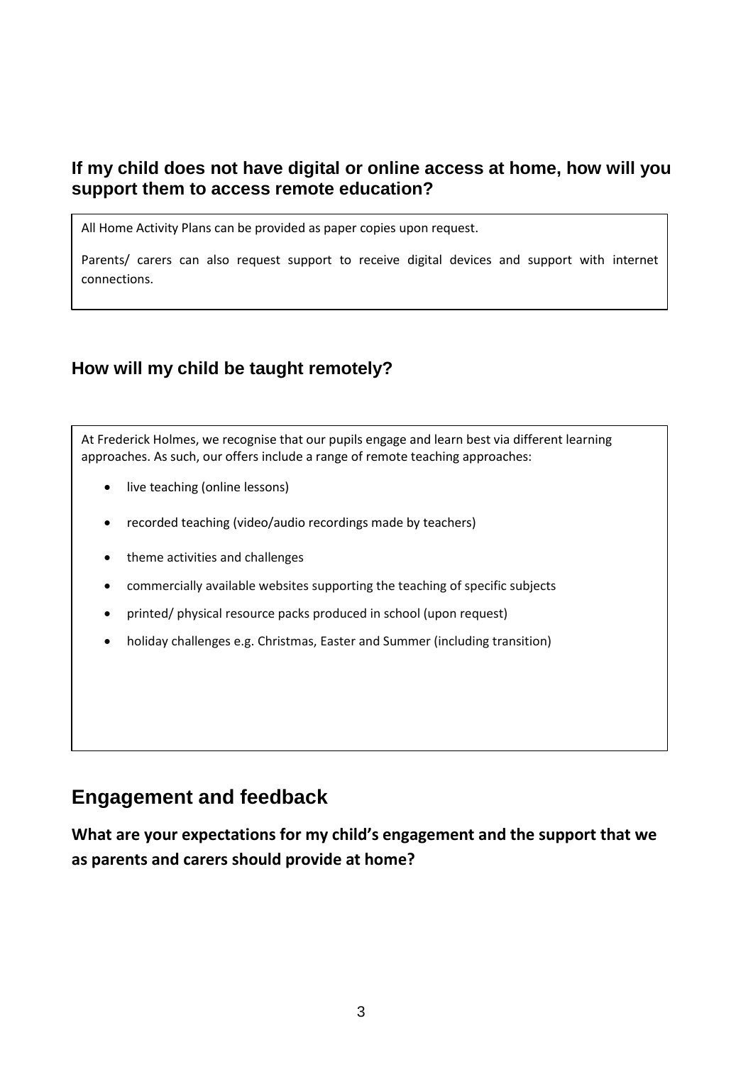### If my child does not have digital or online access at home, how will you support them to access remote education?

All Home Activity Plans can be provided as paper copies upon request.

Parents/ carers can also request support to receive digital devices and support with internet connections.

### How will my child be taught remotely?

At Frederick Holmes, we recognise that our pupils engage and learn best via different learning approaches. As such, our offers include a range of remote teaching approaches:

- live teaching (online lessons)
- recorded teaching (video/audio recordings made by teachers)
- theme activities and challenges
- commercially available websites supporting the teaching of specific subjects
- printed/ physical resource packs produced in school (upon request)
- holiday challenges e.g. Christmas, Easter and Summer (including transition)

## Engagement and feedback

### What are your expectations for my child's engagement and the support that we as parents and carers should provide at home?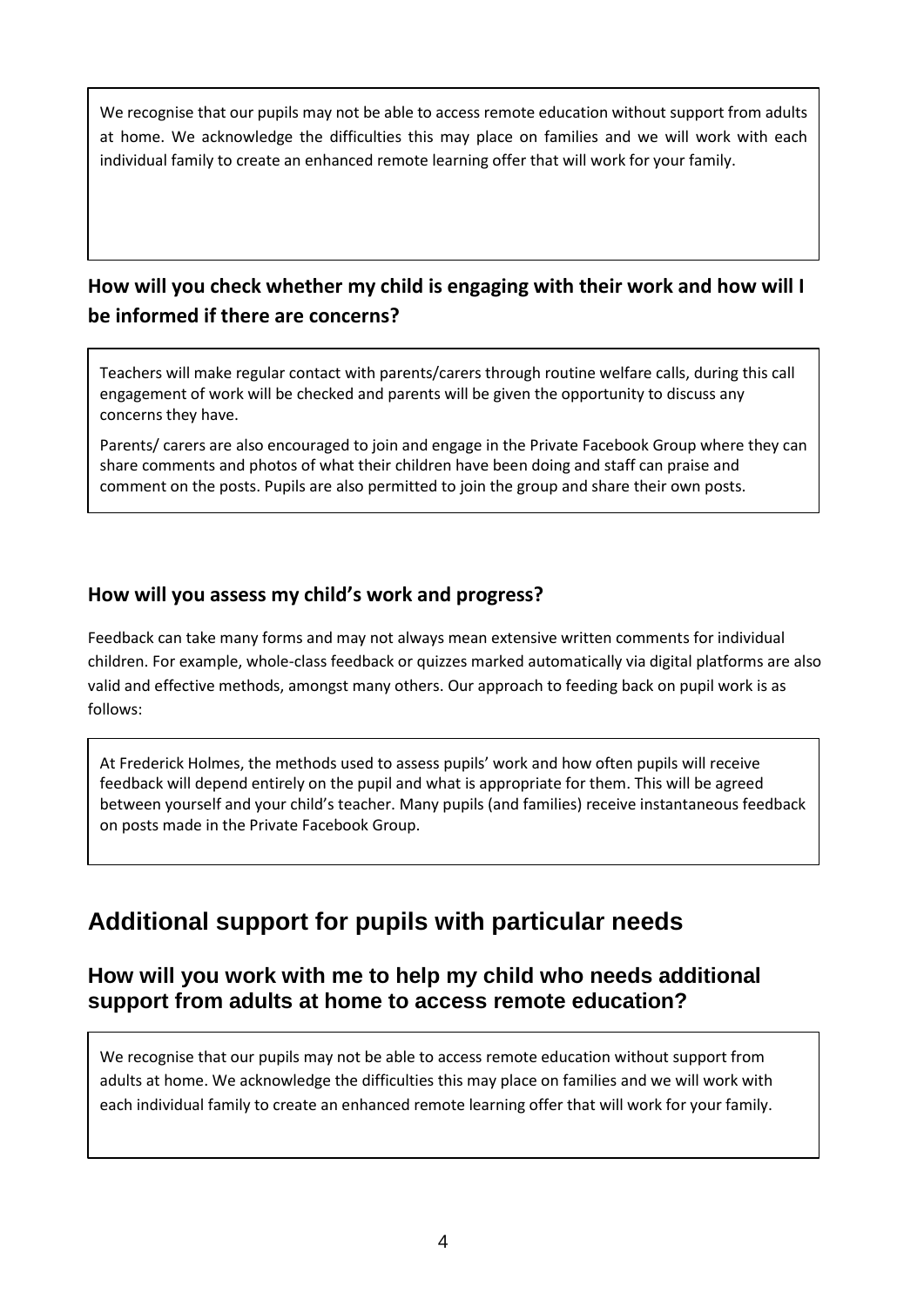We recognise that our pupils may not be able to access remote education without support from adults at home. We acknowledge the difficulties this may place on families and we will work with each individual family to create an enhanced remote learning offer that will work for your family.

### How will you check whether my child is engaging with their work and how will I be informed if there are concerns?

Teachers will make regular contact with parents/carers through routine welfare calls, during this call engagement of work will be checked and parents will be given the opportunity to discuss any concerns they have.

Parents/ carers are also encouraged to join and engage in the Private Facebook Group where they can share comments and photos of what their children have been doing and staff can praise and comment on the posts. Pupils are also permitted to join the group and share their own posts.

### How will you assess my child's work and progress?

Feedback can take many forms and may not always mean extensive written comments for individual children. For example, whole-class feedback or quizzes marked automatically via digital platforms are also valid and effective methods, amongst many others. Our approach to feeding back on pupil work is as follows:

At Frederick Holmes, the methods used to assess pupils' work and how often pupils will receive feedback will depend entirely on the pupil and what is appropriate for them. This will be agreed between yourself and your child's teacher. Many pupils (and families) receive instantaneous feedback on posts made in the Private Facebook Group.

## Additional support for pupils with particular needs

### How will you work with me to help my child who needs additional support from adults at home to access remote education?

We recognise that our pupils may not be able to access remote education without support from adults at home. We acknowledge the difficulties this may place on families and we will work with each individual family to create an enhanced remote learning offer that will work for your family.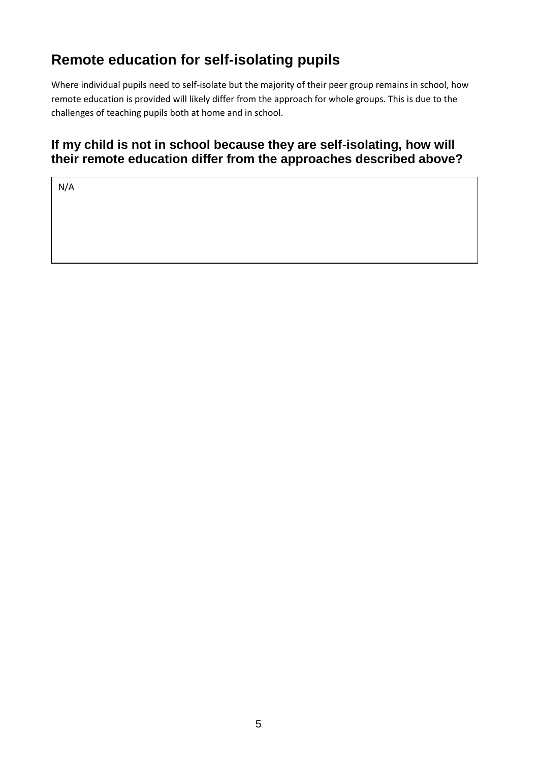## Remote education for self-isolating pupils

Where individual pupils need to self-isolate but the majority of their peer group remains in school, how remote education is provided will likely differ from the approach for whole groups. This is due to the challenges of teaching pupils both at home and in school.

### If my child is not in school because they are self-isolating, how will their remote education differ from the approaches described above?

N/A